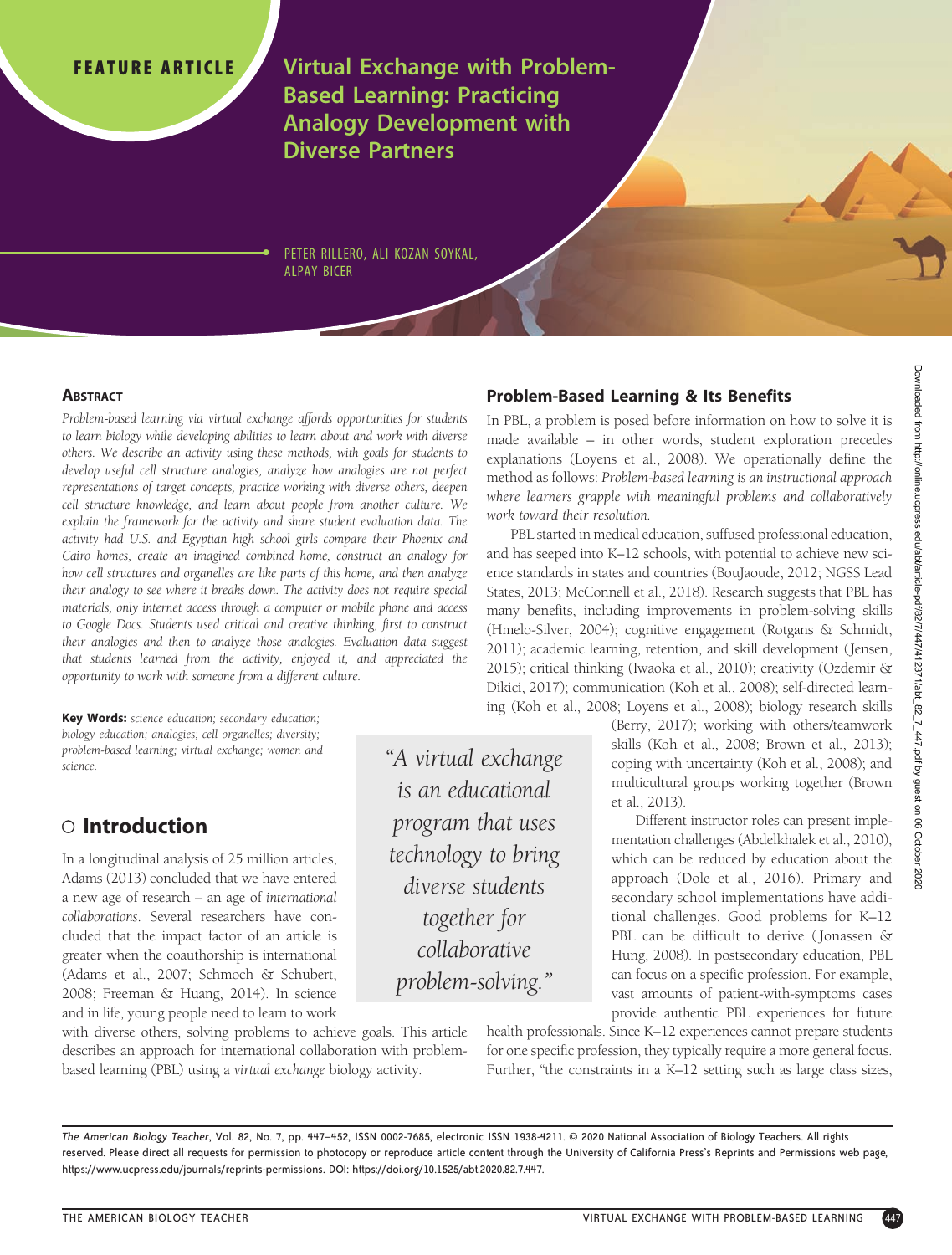FEATURE ARTICLE

# Virtual Exchange with Problem-Based Learning: Practicing Analogy Development with Diverse Partners

PETER RILLERO, ALI KOZAN SOYKAL, ALPAY BICER

### Abstract

*Problem-based learning via virtual exchange affords opportunities for students to learn biology while developing abilities to learn about and work with diverse others. We describe an activity using these methods, with goals for students to develop useful cell structure analogies, analyze how analogies are not perfect representations of target concepts, practice working with diverse others, deepen cell structure knowledge, and learn about people from another culture. We explain the framework for the activity and share student evaluation data. The activity had U.S. and Egyptian high school girls compare their Phoenix and Cairo homes, create an imagined combined home, construct an analogy for how cell structures and organelles are like parts of this home, and then analyze their analogy to see where it breaks down. The activity does not require special materials, only internet access through a computer or mobile phone and access to Google Docs. Students used critical and creative thinking, first to construct their analogies and then to analyze those analogies. Evaluation data suggest that students learned from the activity, enjoyed it, and appreciated the opportunity to work with someone from a different culture.*

**Key Words:** *science education; secondary education; biology education; analogies; cell organelles; diversity; problem-based learning; virtual exchange; women and science.*

## ○ Introduction

In a longitudinal analysis of 25 million articles, Adams (2013) concluded that we have entered a new age of research – an age of *international collaborations*. Several researchers have concluded that the impact factor of an article is greater when the coauthorship is international (Adams et al., 2007; Schmoch & Schubert, 2008; Freeman & Huang, 2014). In science and in life, young people need to learn to work with diverse others, solving problems to achieve goals. This article describes an approach for international collaboration with problem-based learning (PBL) using a *virtual exchange* biology activity.

> *"A virtual exchange is an educational program that uses technology to bring diverse students together for collaborative problem-solving."*

## Problem-Based Learning & Its Benefits

In PBL, a problem is posed before information on how to solve it is made available – in other words, student exploration precedes explanations (Loyens et al., 2008). We operationally define the method as follows: *Problem-based learning is an instructional approach where learners grapple with meaningful problems and collaboratively work toward their resolution.*

PBL started in medical education, suffused professional education, and has seeped into K–12 schools, with potential to achieve new science standards in states and countries (BouJaoude, 2012; NGSS Lead States, 2013; McConnell et al., 2018). Research suggests that PBL has many benefits, including improvements in problem-solving skills (Hmelo-Silver, 2004); cognitive engagement (Rotgans & Schmidt, 2011); academic learning, retention, and skill development (Jensen, 2015); critical thinking (Iwaoka et al., 2010); creativity (Ozdemir & Dikici, 2017); communication (Koh et al., 2008); self-directed learning (Koh et al., 2008; Loyens et al., 2008); biology research skills (Berry, 2017); working with others/teamwork skills (Koh et al., 2008; Brown et al., 2013); coping with uncertainty (Koh et al., 2008); and multicultural groups working together (Brown et al., 2013).

Different instructor roles can present implementation challenges (Abdelkhalek et al., 2010), which can be reduced by education about the approach (Dole et al., 2016). Primary and secondary school implementations have additional challenges. Good problems for K–12 PBL can be difficult to derive (Jonassen & Hung, 2008). In postsecondary education, PBL can focus on a specific profession. For example, vast amounts of patient-with-symptoms cases provide authentic PBL experiences for future health professionals. Since K–12 experiences cannot prepare students for one specific profession, they typically require a more general focus. Further, "the constraints in a K–12 setting such as large class sizes,

*The American Biology Teacher*, Vol. 82, No. 7, pp. 447–452, ISSN 0002-7685, electronic ISSN 1938-4211. © 2020 National Association of Biology Teachers. All rights reserved. Please direct all requests for permission to photocopy or reproduce article content through the University of California Press's Reprints and Permissions web page, https://www.ucpress.edu/journals/reprints-permissions. DOI: https://doi.org/10.1525/abt.2020.82.7.447.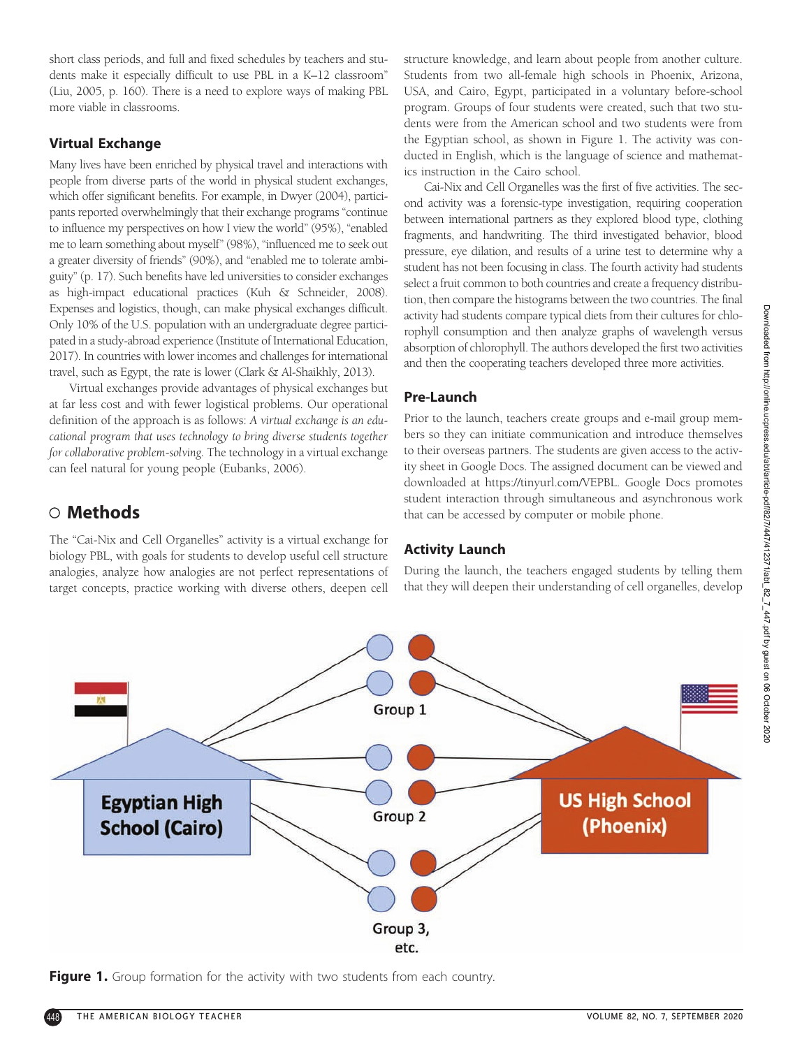short class periods, and full and fixed schedules by teachers and students make it especially difficult to use PBL in a K–12 classroom" (Liu, 2005, p. 160). There is a need to explore ways of making PBL more viable in classrooms.

### Virtual Exchange

Many lives have been enriched by physical travel and interactions with people from diverse parts of the world in physical student exchanges, which offer significant benefits. For example, in Dwyer (2004), participants reported overwhelmingly that their exchange programs "continue to influence my perspectives on how I view the world" (95%), "enabled me to learn something about myself" (98%), "influenced me to seek out a greater diversity of friends" (90%), and "enabled me to tolerate ambiguity" (p. 17). Such benefits have led universities to consider exchanges as high-impact educational practices (Kuh & Schneider, 2008). Expenses and logistics, though, can make physical exchanges difficult. Only 10% of the U.S. population with an undergraduate degree participated in a study-abroad experience (Institute of International Education, 2017). In countries with lower incomes and challenges for international travel, such as Egypt, the rate is lower (Clark & Al-Shaikhly, 2013).

Virtual exchanges provide advantages of physical exchanges but at far less cost and with fewer logistical problems. Our operational definition of the approach is as follows: *A virtual exchange is an educational program that uses technology to bring diverse students together for collaborative problem-solving.* The technology in a virtual exchange can feel natural for young people (Eubanks, 2006).

## Methods

The "Cai-Nix and Cell Organelles" activity is a virtual exchange for biology PBL, with goals for students to develop useful cell structure analogies, analyze how analogies are not perfect representations of target concepts, practice working with diverse others, deepen cell structure knowledge, and learn about people from another culture. Students from two all-female high schools in Phoenix, Arizona, USA, and Cairo, Egypt, participated in a voluntary before-school program. Groups of four students were created, such that two students were from the American school and two students were from the Egyptian school, as shown in Figure 1. The activity was conducted in English, which is the language of science and mathematics instruction in the Cairo school.

Cai-Nix and Cell Organelles was the first of five activities. The second activity was a forensic-type investigation, requiring cooperation between international partners as they explored blood type, clothing fragments, and handwriting. The third investigated behavior, blood pressure, eye dilation, and results of a urine test to determine why a student has not been focusing in class. The fourth activity had students select a fruit common to both countries and create a frequency distribution, then compare the histograms between the two countries. The final activity had students compare typical diets from their cultures for chlorophyll consumption and then analyze graphs of wavelength versus absorption of chlorophyll. The authors developed the first two activities and then the cooperating teachers developed three more activities.

### Pre-Launch

Prior to the launch, teachers create groups and e-mail group members so they can initiate communication and introduce themselves to their overseas partners. The students are given access to the activity sheet in Google Docs. The assigned document can be viewed and downloaded at https://tinyurl.com/VEPBL. Google Docs promotes student interaction through simultaneous and asynchronous work that can be accessed by computer or mobile phone.

### Activity Launch

During the launch, the teachers engaged students by telling them that they will deepen their understanding of cell organelles, develop

Egyptian High School (Cairo)

US High School (Phoenix)

Group 1

Group 2

Group 3, etc.

**Figure 1.** Group formation for the activity with two students from each country.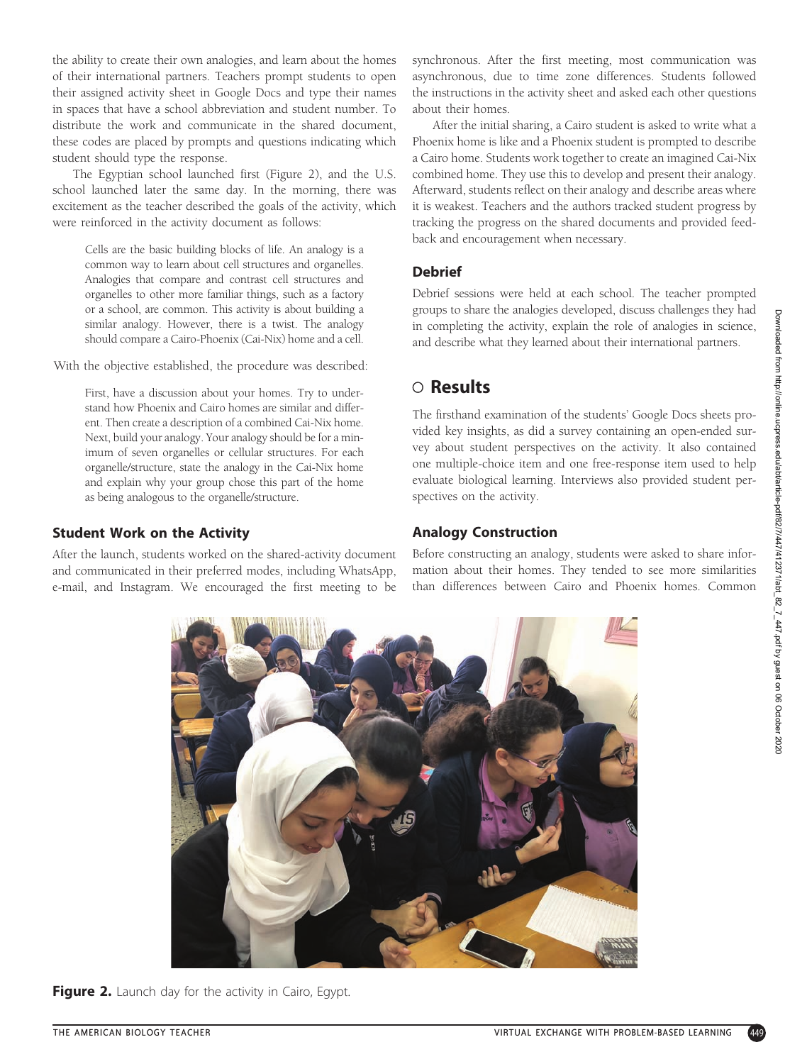the ability to create their own analogies, and learn about the homes of their international partners. Teachers prompt students to open their assigned activity sheet in Google Docs and type their names in spaces that have a school abbreviation and student number. To distribute the work and communicate in the shared document, these codes are placed by prompts and questions indicating which student should type the response.

The Egyptian school launched first (Figure 2), and the U.S. school launched later the same day. In the morning, there was excitement as the teacher described the goals of the activity, which were reinforced in the activity document as follows:

> Cells are the basic building blocks of life. An analogy is a common way to learn about cell structures and organelles. Analogies that compare and contrast cell structures and organelles to other more familiar things, such as a factory or a school, are common. This activity is about building a similar analogy. However, there is a twist. The analogy should compare a Cairo-Phoenix (Cai-Nix) home and a cell.

With the objective established, the procedure was described:

> First, have a discussion about your homes. Try to understand how Phoenix and Cairo homes are similar and different. Then create a description of a combined Cai-Nix home. Next, build your analogy. Your analogy should be for a minimum of seven organelles or cellular structures. For each organelle/structure, state the analogy in the Cai-Nix home and explain why your group chose this part of the home as being analogous to the organelle/structure.

### Student Work on the Activity

After the launch, students worked on the shared-activity document and communicated in their preferred modes, including WhatsApp, e-mail, and Instagram. We encouraged the first meeting to be synchronous. After the first meeting, most communication was asynchronous, due to time zone differences. Students followed the instructions in the activity sheet and asked each other questions about their homes.

After the initial sharing, a Cairo student is asked to write what a Phoenix home is like and a Phoenix student is prompted to describe a Cairo home. Students work together to create an imagined Cai-Nix combined home. They use this to develop and present their analogy. Afterward, students reflect on their analogy and describe areas where it is weakest. Teachers and the authors tracked student progress by tracking the progress on the shared documents and provided feedback and encouragement when necessary.

### Debrief

Debrief sessions were held at each school. The teacher prompted groups to share the analogies developed, discuss challenges they had in completing the activity, explain the role of analogies in science, and describe what they learned about their international partners.

## ○ Results

The firsthand examination of the students' Google Docs sheets provided key insights, as did a survey containing an open-ended survey about student perspectives on the activity. It also contained one multiple-choice item and one free-response item used to help evaluate biological learning. Interviews also provided student perspectives on the activity.

### Analogy Construction

Before constructing an analogy, students were asked to share information about their homes. They tended to see more similarities than differences between Cairo and Phoenix homes. Common

**Figure 2.** Launch day for the activity in Cairo, Egypt.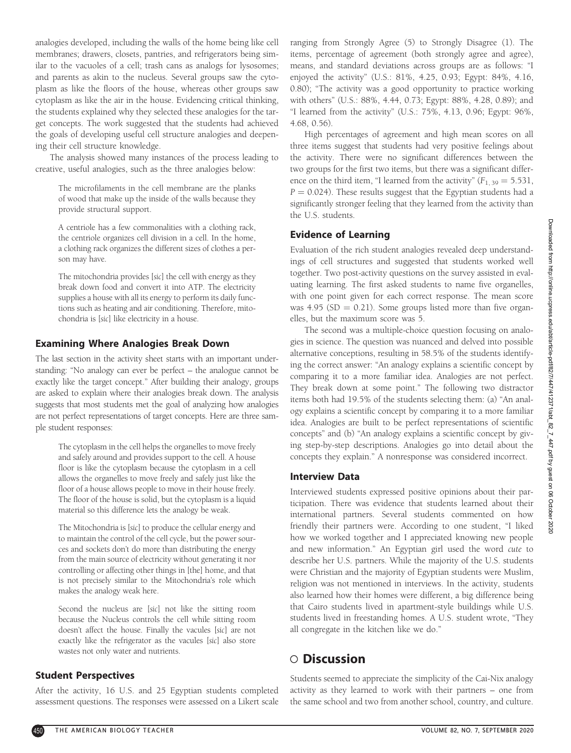analogies developed, including the walls of the home being like cell membranes; drawers, closets, pantries, and refrigerators being similar to the vacuoles of a cell; trash cans as analogs for lysosomes; and parents as akin to the nucleus. Several groups saw the cytoplasm as like the floors of the house, whereas other groups saw cytoplasm as like the air in the house. Evidencing critical thinking, the students explained why they selected these analogies for the target concepts. The work suggested that the students had achieved the goals of developing useful cell structure analogies and deepening their cell structure knowledge.

The analysis showed many instances of the process leading to creative, useful analogies, such as the three analogies below:

> The microfilaments in the cell membrane are the planks of wood that make up the inside of the walls because they provide structural support.

> A centriole has a few commonalities with a clothing rack, the centriole organizes cell division in a cell. In the home, a clothing rack organizes the different sizes of clothes a person may have.

> The mitochondria provides [*sic*] the cell with energy as they break down food and convert it into ATP. The electricity supplies a house with all its energy to perform its daily functions such as heating and air conditioning. Therefore, mitochondria is [*sic*] like electricity in a house.

### Examining Where Analogies Break Down

The last section in the activity sheet starts with an important understanding: "No analogy can ever be perfect – the analogue cannot be exactly like the target concept." After building their analogy, groups are asked to explain where their analogies break down. The analysis suggests that most students met the goal of analyzing how analogies are not perfect representations of target concepts. Here are three sample student responses:

> The cytoplasm in the cell helps the organelles to move freely and safely around and provides support to the cell. A house floor is like the cytoplasm because the cytoplasm in a cell allows the organelles to move freely and safely just like the floor of a house allows people to move in their house freely. The floor of the house is solid, but the cytoplasm is a liquid material so this difference lets the analogy be weak.

> The Mitochondria is [*sic*] to produce the cellular energy and to maintain the control of the cell cycle, but the power sources and sockets don't do more than distributing the energy from the main source of electricity without generating it nor controlling or affecting other things in [the] home, and that is not precisely similar to the Mitochondria's role which makes the analogy weak here.

> Second the nucleus are [*sic*] not like the sitting room because the Nucleus controls the cell while sitting room doesn't affect the house. Finally the vacules [*sic*] are not exactly like the refrigerator as the vacules [*sic*] also store wastes not only water and nutrients.

### Student Perspectives

After the activity, 16 U.S. and 25 Egyptian students completed assessment questions. The responses were assessed on a Likert scale ranging from Strongly Agree (5) to Strongly Disagree (1). The items, percentage of agreement (both strongly agree and agree), means, and standard deviations across groups are as follows: "I enjoyed the activity" (U.S.: 81%, 4.25, 0.93; Egypt: 84%, 4.16, 0.80); "The activity was a good opportunity to practice working with others" (U.S.: 88%, 4.44, 0.73; Egypt: 88%, 4.28, 0.89); and "I learned from the activity" (U.S.: 75%, 4.13, 0.96; Egypt: 96%, 4.68, 0.56).

High percentages of agreement and high mean scores on all three items suggest that students had very positive feelings about the activity. There were no significant differences between the two groups for the first two items, but there was a significant difference on the third item, "I learned from the activity" ($F_{1,39} = 5.531$, $P = 0.024$). These results suggest that the Egyptian students had a significantly stronger feeling that they learned from the activity than the U.S. students.

### Evidence of Learning

Evaluation of the rich student analogies revealed deep understandings of cell structures and suggested that students worked well together. Two post-activity questions on the survey assisted in evaluating learning. The first asked students to name five organelles, with one point given for each correct response. The mean score was 4.95 (SD = 0.21). Some groups listed more than five organelles, but the maximum score was 5.

The second was a multiple-choice question focusing on analogies in science. The question was nuanced and delved into possible alternative conceptions, resulting in 58.5% of the students identifying the correct answer: "An analogy explains a scientific concept by comparing it to a more familiar idea. Analogies are not perfect. They break down at some point." The following two distractor items both had 19.5% of the students selecting them: (a) "An analogy explains a scientific concept by comparing it to a more familiar idea. Analogies are built to be perfect representations of scientific concepts" and (b) "An analogy explains a scientific concept by giving step-by-step descriptions. Analogies go into detail about the concepts they explain." A nonresponse was considered incorrect.

### Interview Data

Interviewed students expressed positive opinions about their participation. There was evidence that students learned about their international partners. Several students commented on how friendly their partners were. According to one student, "I liked how we worked together and I appreciated knowing new people and new information." An Egyptian girl used the word *cute* to describe her U.S. partners. While the majority of the U.S. students were Christian and the majority of Egyptian students were Muslim, religion was not mentioned in interviews. In the activity, students also learned how their homes were different, a big difference being that Cairo students lived in apartment-style buildings while U.S. students lived in freestanding homes. A U.S. student wrote, "They all congregate in the kitchen like we do."

## ○ Discussion

Students seemed to appreciate the simplicity of the Cai-Nix analogy activity as they learned to work with their partners – one from the same school and two from another school, country, and culture.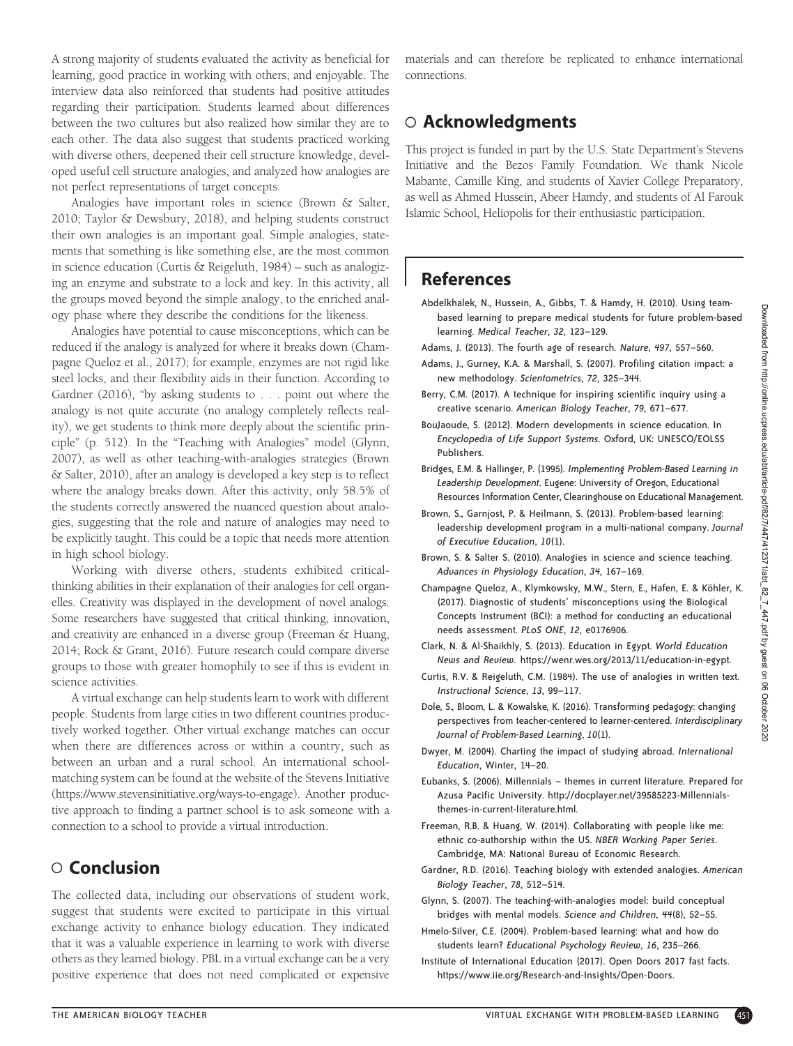A strong majority of students evaluated the activity as beneficial for learning, good practice in working with others, and enjoyable. The interview data also reinforced that students had positive attitudes regarding their participation. Students learned about differences between the two cultures but also realized how similar they are to each other. The data also suggest that students practiced working with diverse others, deepened their cell structure knowledge, developed useful cell structure analogies, and analyzed how analogies are not perfect representations of target concepts.

Analogies have important roles in science (Brown & Salter, 2010; Taylor & Dewsbury, 2018), and helping students construct their own analogies is an important goal. Simple analogies, statements that something is like something else, are the most common in science education (Curtis & Reigeluth, 1984) – such as analogizing an enzyme and substrate to a lock and key. In this activity, all the groups moved beyond the simple analogy, to the enriched analogy phase where they describe the conditions for the likeness.

Analogies have potential to cause misconceptions, which can be reduced if the analogy is analyzed for where it breaks down (Champagne Queloz et al., 2017); for example, enzymes are not rigid like steel locks, and their flexibility aids in their function. According to Gardner (2016), "by asking students to . . . point out where the analogy is not quite accurate (no analogy completely reflects reality), we get students to think more deeply about the scientific principle" (p. 512). In the "Teaching with Analogies" model (Glynn, 2007), as well as other teaching-with-analogies strategies (Brown & Salter, 2010), after an analogy is developed a key step is to reflect where the analogy breaks down. After this activity, only 58.5% of the students correctly answered the nuanced question about analogies, suggesting that the role and nature of analogies may need to be explicitly taught. This could be a topic that needs more attention in high school biology.

Working with diverse others, students exhibited critical-thinking abilities in their explanation of their analogies for cell organelles. Creativity was displayed in the development of novel analogs. Some researchers have suggested that critical thinking, innovation, and creativity are enhanced in a diverse group (Freeman & Huang, 2014; Rock & Grant, 2016). Future research could compare diverse groups to those with greater homophily to see if this is evident in science activities.

A virtual exchange can help students learn to work with different people. Students from large cities in two different countries productively worked together. Other virtual exchange matches can occur when there are differences across or within a country, such as between an urban and a rural school. An international school-matching system can be found at the website of the Stevens Initiative (https://www.stevensinitiative.org/ways-to-engage). Another productive approach to finding a partner school is to ask someone with a connection to a school to provide a virtual introduction.

## ○ Conclusion

The collected data, including our observations of student work, suggest that students were excited to participate in this virtual exchange activity to enhance biology education. They indicated that it was a valuable experience in learning to work with diverse others as they learned biology. PBL in a virtual exchange can be a very positive experience that does not need complicated or expensive materials and can therefore be replicated to enhance international connections.

## ○ Acknowledgments

This project is funded in part by the U.S. State Department's Stevens Initiative and the Bezos Family Foundation. We thank Nicole Mabante, Camille King, and students of Xavier College Preparatory, as well as Ahmed Hussein, Abeer Hamdy, and students of Al Farouk Islamic School, Heliopolis for their enthusiastic participation.

## References

Abdelkhalek, N., Hussein, A., Gibbs, T. & Hamdy, H. (2010). Using team-based learning to prepare medical students for future problem-based learning. *Medical Teacher*, *32*, 123–129.

Adams, J. (2013). The fourth age of research. *Nature*, *497*, 557–560.

Adams, J., Gurney, K.A. & Marshall, S. (2007). Profiling citation impact: a new methodology. *Scientometrics*, *72*, 325–344.

Berry, C.M. (2017). A technique for inspiring scientific inquiry using a creative scenario. *American Biology Teacher*, *79*, 671–677.

BouJaoude, S. (2012). Modern developments in science education. In *Encyclopedia of Life Support Systems*. Oxford, UK: UNESCO/EOLSS Publishers.

Bridges, E.M. & Hallinger, P. (1995). *Implementing Problem-Based Learning in Leadership Development*. Eugene: University of Oregon, Educational Resources Information Center, Clearinghouse on Educational Management.

Brown, S., Garnjost, P. & Heilmann, S. (2013). Problem-based learning: leadership development program in a multi-national company. *Journal of Executive Education*, *10*(1).

Brown, S. & Salter S. (2010). Analogies in science and science teaching. *Advances in Physiology Education*, *34*, 167–169.

Champagne Queloz, A., Klymkowsky, M.W., Stern, E., Hafen, E. & Köhler, K. (2017). Diagnostic of students' misconceptions using the Biological Concepts Instrument (BCI): a method for conducting an educational needs assessment. *PLoS ONE*, *12*, e0176906.

Clark, N. & Al-Shaikhly, S. (2013). Education in Egypt. *World Education News and Review*. https://wenr.wes.org/2013/11/education-in-egypt.

Curtis, R.V. & Reigeluth, C.M. (1984). The use of analogies in written text. *Instructional Science*, *13*, 99–117.

Dole, S., Bloom, L. & Kowalske, K. (2016). Transforming pedagogy: changing perspectives from teacher-centered to learner-centered. *Interdisciplinary Journal of Problem-Based Learning*, *10*(1).

Dwyer, M. (2004). Charting the impact of studying abroad. *International Education*, Winter, 14–20.

Eubanks, S. (2006). Millennials – themes in current literature. Prepared for Azusa Pacific University. http://docplayer.net/39585223-Millennials-themes-in-current-literature.html.

Freeman, R.B. & Huang, W. (2014). Collaborating with people like me: ethnic co-authorship within the US. *NBER Working Paper Series*. Cambridge, MA: National Bureau of Economic Research.

Gardner, R.D. (2016). Teaching biology with extended analogies. *American Biology Teacher*, *78*, 512–514.

Glynn, S. (2007). The teaching-with-analogies model: build conceptual bridges with mental models. *Science and Children*, *44*(8), 52–55.

Hmelo-Silver, C.E. (2004). Problem-based learning: what and how do students learn? *Educational Psychology Review*, *16*, 235–266.

Institute of International Education (2017). Open Doors 2017 fast facts. https://www.iie.org/Research-and-Insights/Open-Doors.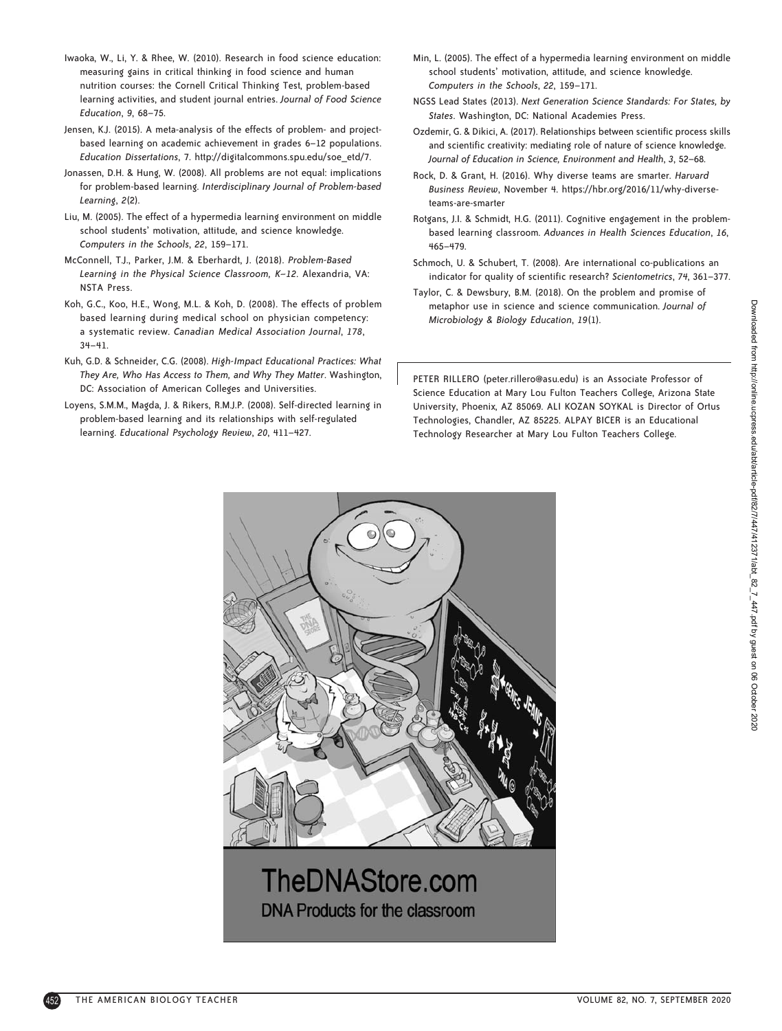Iwaoka, W., Li, Y. & Rhee, W. (2010). Research in food science education: measuring gains in critical thinking in food science and human nutrition courses: the Cornell Critical Thinking Test, problem-based learning activities, and student journal entries. *Journal of Food Science Education*, *9*, 68–75.

Jensen, K.J. (2015). A meta-analysis of the effects of problem- and project-based learning on academic achievement in grades 6–12 populations. *Education Dissertations*, 7. http://digitalcommons.spu.edu/soe_etd/7.

Jonassen, D.H. & Hung, W. (2008). All problems are not equal: implications for problem-based learning. *Interdisciplinary Journal of Problem-based Learning*, *2*(2).

Liu, M. (2005). The effect of a hypermedia learning environment on middle school students' motivation, attitude, and science knowledge. *Computers in the Schools*, *22*, 159–171.

McConnell, T.J., Parker, J.M. & Eberhardt, J. (2018). *Problem-Based Learning in the Physical Science Classroom, K–12*. Alexandria, VA: NSTA Press.

Koh, G.C., Koo, H.E., Wong, M.L. & Koh, D. (2008). The effects of problem based learning during medical school on physician competency: a systematic review. *Canadian Medical Association Journal*, *178*, 34–41.

Kuh, G.D. & Schneider, C.G. (2008). *High-Impact Educational Practices: What They Are, Who Has Access to Them, and Why They Matter*. Washington, DC: Association of American Colleges and Universities.

Loyens, S.M.M., Magda, J. & Rikers, R.M.J.P. (2008). Self-directed learning in problem-based learning and its relationships with self-regulated learning. *Educational Psychology Review*, *20*, 411–427.

Min, L. (2005). The effect of a hypermedia learning environment on middle school students' motivation, attitude, and science knowledge. *Computers in the Schools*, *22*, 159–171.

NGSS Lead States (2013). *Next Generation Science Standards: For States, by States*. Washington, DC: National Academies Press.

Ozdemir, G. & Dikici, A. (2017). Relationships between scientific process skills and scientific creativity: mediating role of nature of science knowledge. *Journal of Education in Science, Environment and Health*, *3*, 52–68.

Rock, D. & Grant, H. (2016). Why diverse teams are smarter. *Harvard Business Review*, November 4. https://hbr.org/2016/11/why-diverse-teams-are-smarter

Rotgans, J.I. & Schmidt, H.G. (2011). Cognitive engagement in the problem-based learning classroom. *Advances in Health Sciences Education*, *16*, 465–479.

Schmoch, U. & Schubert, T. (2008). Are international co-publications an indicator for quality of scientific research? *Scientometrics*, *74*, 361–377.

Taylor, C. & Dewsbury, B.M. (2018). On the problem and promise of metaphor use in science and science communication. *Journal of Microbiology & Biology Education*, *19*(1).

PETER RILLERO (peter.rillero@asu.edu) is an Associate Professor of Science Education at Mary Lou Fulton Teachers College, Arizona State University, Phoenix, AZ 85069. ALI KOZAN SOYKAL is Director of Ortus Technologies, Chandler, AZ 85225. ALPAY BICER is an Educational Technology Researcher at Mary Lou Fulton Teachers College.

TheDNAStore.com

DNA Products for the classroom